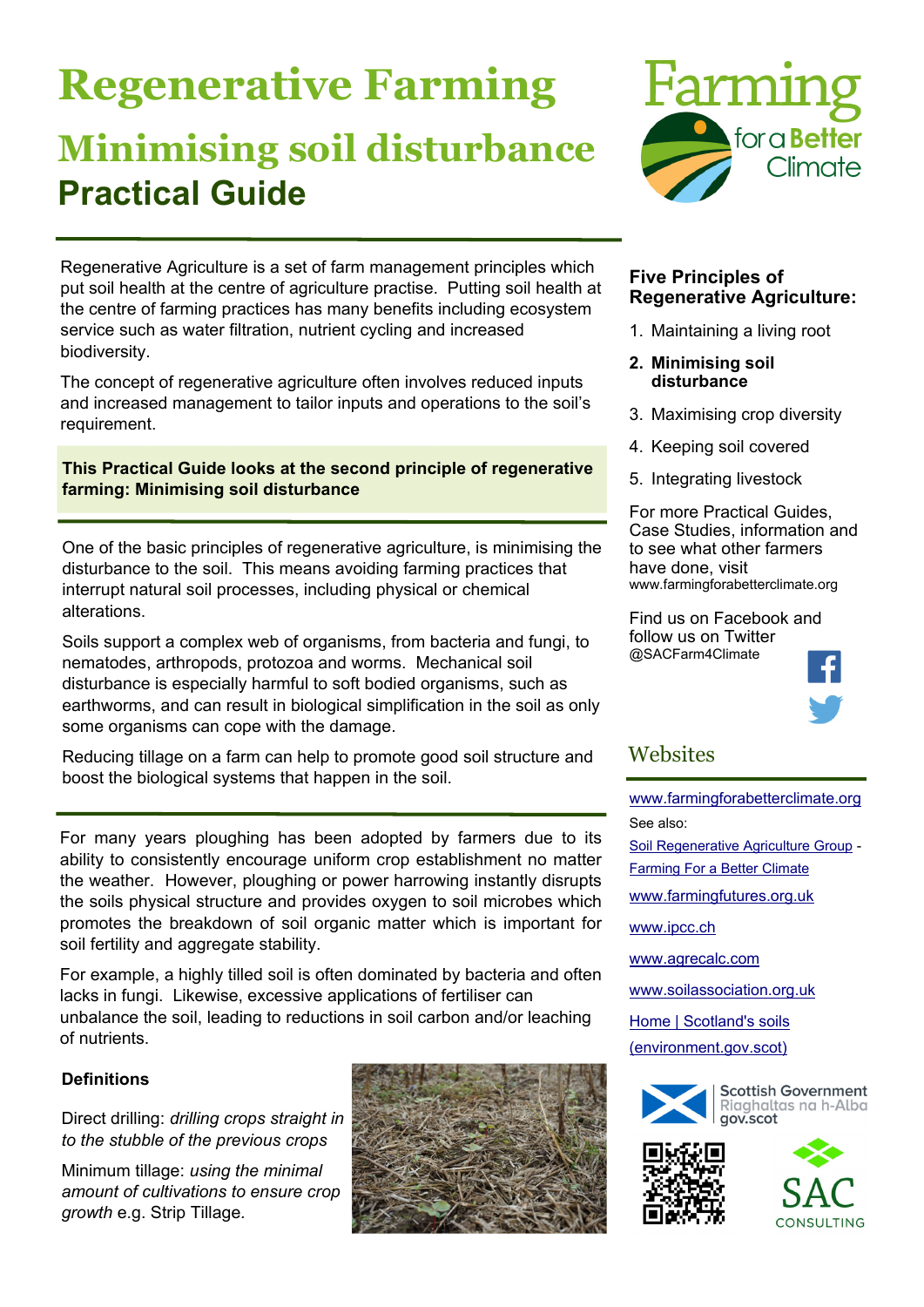# Regenerative Farming

## Minimising soil disturbance

## Practical Guide

Regenerative Agriculture is a set of farm management principles which put soil health at the centre of agriculture practise. Putting soil health at the centre of farming practices has many benefits including ecosystem service such as water filtration, nutrient cycling and increased biodiversity.

The concept of regenerative agriculture often involves reduced inputs and increased management to tailor inputs and operations to the soil's requirement.

**This Practical Guide looks at the second principle of regenerative farming: Minimising soil disturbance**

One of the basic principles of regenerative agriculture, is minimising the disturbance to the soil. This means avoiding farming practices that interrupt natural soil processes, including physical or chemical alterations.

Soils support a complex web of organisms, from bacteria and fungi, to nematodes, arthropods, protozoa and worms. Mechanical soil disturbance is especially harmful to soft bodied organisms, such as earthworms, and can result in biological simplification in the soil as only some organisms can cope with the damage.

Reducing tillage on a farm can help to promote good soil structure and boost the biological systems that happen in the soil.

For many years ploughing has been adopted by farmers due to its ability to consistently encourage uniform crop establishment no matter the weather. However, ploughing or power harrowing instantly disrupts the soils physical structure and provides oxygen to soil microbes which promotes the breakdown of soil organic matter which is important for soil fertility and aggregate stability.

For example, a highly tilled soil is often dominated by bacteria and often lacks in fungi. Likewise, excessive applications of fertiliser can unbalance the soil, leading to reductions in soil carbon and/or leaching of nutrients.

### Definitions

Direct drilling: *drilling crops straight in to the stubble of the previous crops*

Minimum tillage: *using the minimal amount of cultivations to ensure crop growth* e.g. Strip Tillage.

### Five Principles of Regenerative Agriculture:

1. Maintaining a living root
2. **Minimising soil disturbance**
3. Maximising crop diversity
4. Keeping soil covered
5. Integrating livestock

For more Practical Guides, Case Studies, information and to see what other farmers have done, visit www.farmingforabetterclimate.org

Find us on Facebook and follow us on Twitter @SACFarm4Climate

## Websites

www.farmingforabetterclimate.org

See also:

Soil Regenerative Agriculture Group - Farming For a Better Climate

www.farmingfutures.org.uk

www.ipcc.ch

www.agrecalc.com

www.soilassociation.org.uk

Home | Scotland's soils (environment.gov.scot)

Scottish Government
Riaghaltas na h-Alba
gov.scot

SAC CONSULTING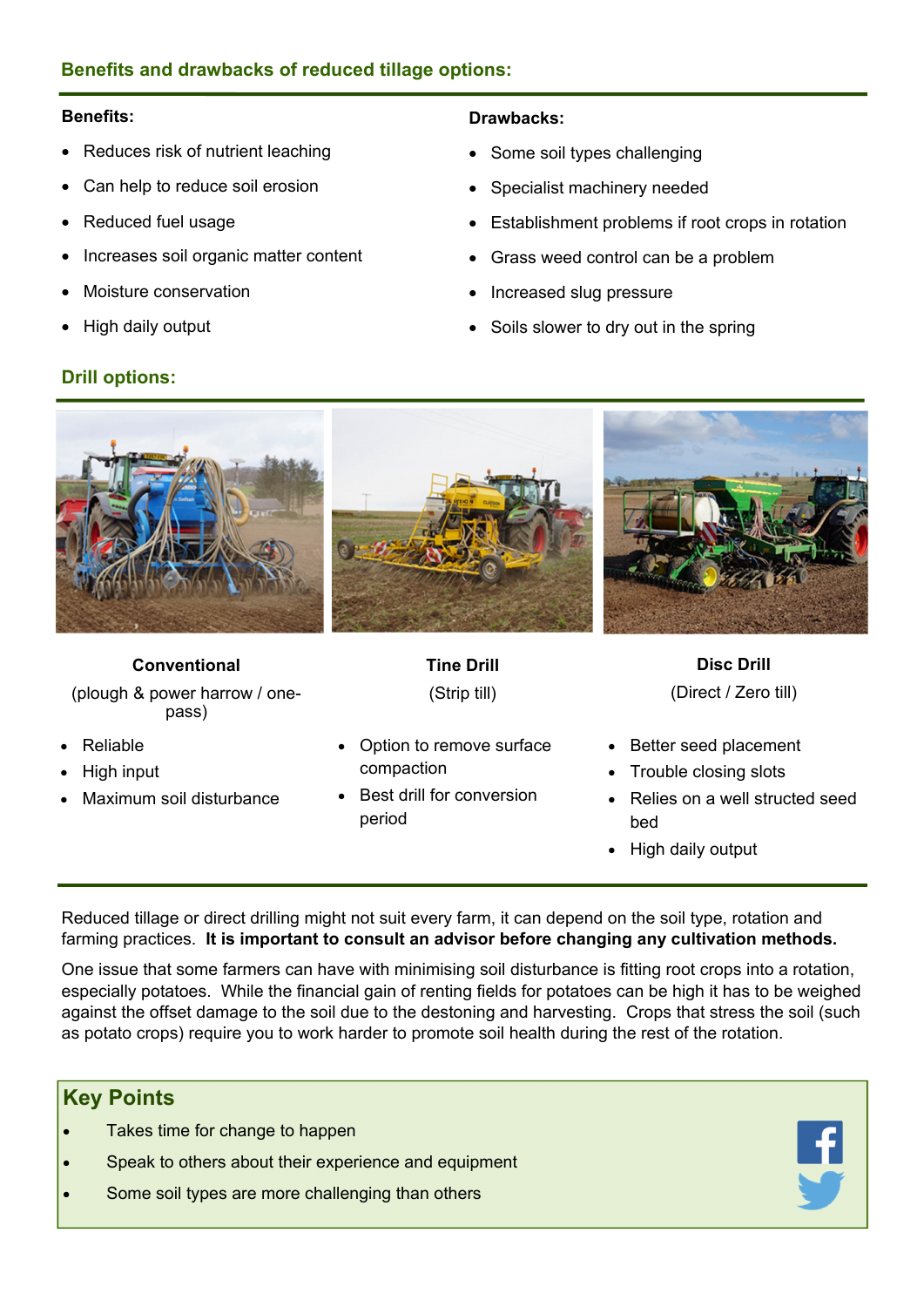## Benefits and drawbacks of reduced tillage options:

**Benefits:**

- Reduces risk of nutrient leaching
- Can help to reduce soil erosion
- Reduced fuel usage
- Increases soil organic matter content
- Moisture conservation
- High daily output

**Drawbacks:**

- Some soil types challenging
- Specialist machinery needed
- Establishment problems if root crops in rotation
- Grass weed control can be a problem
- Increased slug pressure
- Soils slower to dry out in the spring

## Drill options:

**Conventional**

(plough & power harrow / one-pass)

- Reliable
- High input
- Maximum soil disturbance

**Tine Drill**

(Strip till)

- Option to remove surface compaction
- Best drill for conversion period

**Disc Drill**

(Direct / Zero till)

- Better seed placement
- Trouble closing slots
- Relies on a well structed seed bed
- High daily output

Reduced tillage or direct drilling might not suit every farm, it can depend on the soil type, rotation and farming practices. **It is important to consult an advisor before changing any cultivation methods.**

One issue that some farmers can have with minimising soil disturbance is fitting root crops into a rotation, especially potatoes. While the financial gain of renting fields for potatoes can be high it has to be weighed against the offset damage to the soil due to the destoning and harvesting. Crops that stress the soil (such as potato crops) require you to work harder to promote soil health during the rest of the rotation.

## Key Points

- Takes time for change to happen
- Speak to others about their experience and equipment
- Some soil types are more challenging than others